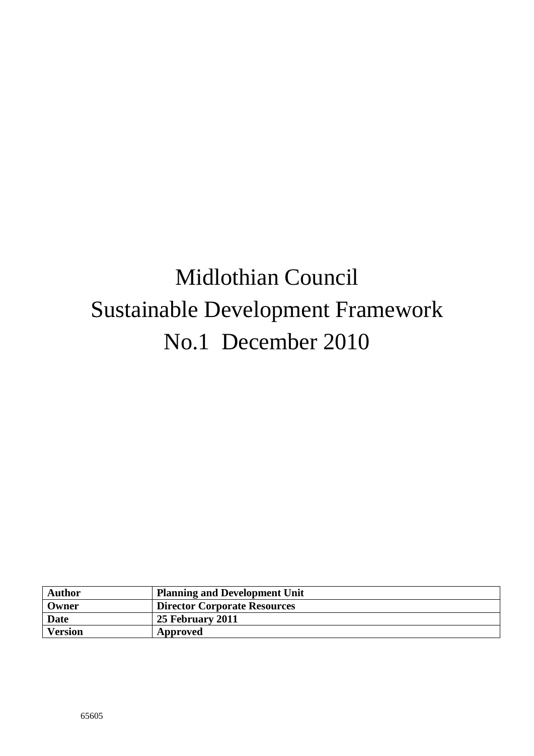# Midlothian Council
# Sustainable Development Framework
# No.1 December 2010

| Author | Planning and Development Unit |
|---|---|
| Owner | Director Corporate Resources |
| Date | 25 February 2011 |
| Version | Approved |

65605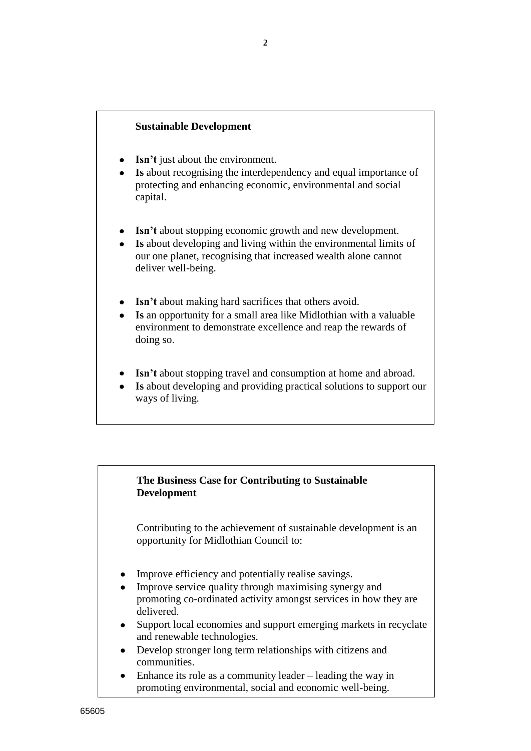## Sustainable Development

- **Isn't** just about the environment.
- **Is** about recognising the interdependency and equal importance of protecting and enhancing economic, environmental and social capital.

- **Isn't** about stopping economic growth and new development.
- **Is** about developing and living within the environmental limits of our one planet, recognising that increased wealth alone cannot deliver well-being.

- **Isn't** about making hard sacrifices that others avoid.
- **Is** an opportunity for a small area like Midlothian with a valuable environment to demonstrate excellence and reap the rewards of doing so.

- **Isn't** about stopping travel and consumption at home and abroad.
- **Is** about developing and providing practical solutions to support our ways of living.

## The Business Case for Contributing to Sustainable Development

Contributing to the achievement of sustainable development is an opportunity for Midlothian Council to:

- Improve efficiency and potentially realise savings.
- Improve service quality through maximising synergy and promoting co-ordinated activity amongst services in how they are delivered.
- Support local economies and support emerging markets in recyclate and renewable technologies.
- Develop stronger long term relationships with citizens and communities.
- Enhance its role as a community leader – leading the way in promoting environmental, social and economic well-being.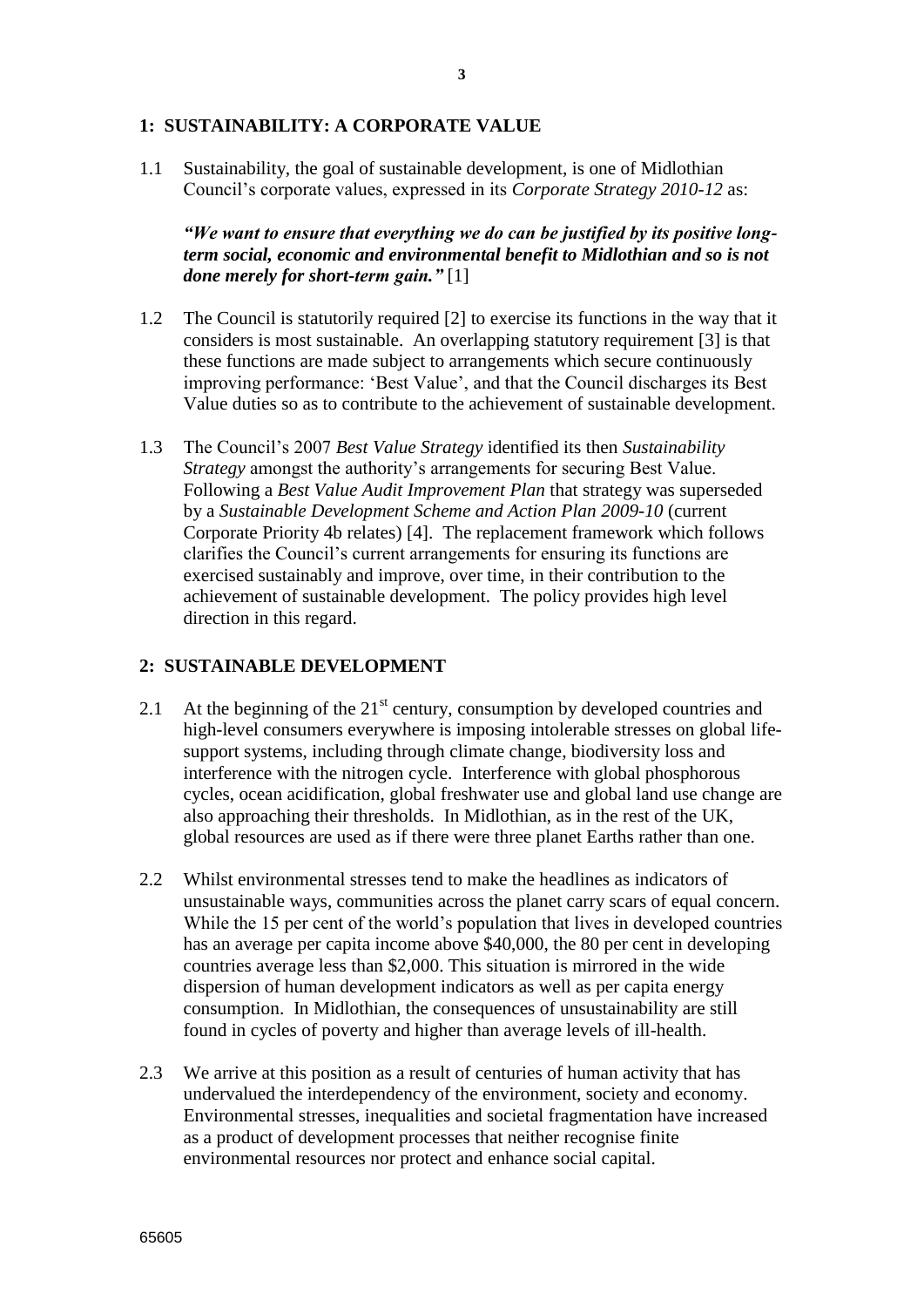## 1: SUSTAINABILITY: A CORPORATE VALUE

1.1 Sustainability, the goal of sustainable development, is one of Midlothian Council's corporate values, expressed in its *Corporate Strategy 2010-12* as:

***"We want to ensure that everything we do can be justified by its positive long-term social, economic and environmental benefit to Midlothian and so is not done merely for short-term gain."*** [1]

1.2 The Council is statutorily required [2] to exercise its functions in the way that it considers is most sustainable. An overlapping statutory requirement [3] is that these functions are made subject to arrangements which secure continuously improving performance: 'Best Value', and that the Council discharges its Best Value duties so as to contribute to the achievement of sustainable development.

1.3 The Council's 2007 *Best Value Strategy* identified its then *Sustainability Strategy* amongst the authority's arrangements for securing Best Value. Following a *Best Value Audit Improvement Plan* that strategy was superseded by a *Sustainable Development Scheme and Action Plan 2009-10* (current Corporate Priority 4b relates) [4]. The replacement framework which follows clarifies the Council's current arrangements for ensuring its functions are exercised sustainably and improve, over time, in their contribution to the achievement of sustainable development. The policy provides high level direction in this regard.

## 2: SUSTAINABLE DEVELOPMENT

2.1 At the beginning of the 21st century, consumption by developed countries and high-level consumers everywhere is imposing intolerable stresses on global life-support systems, including through climate change, biodiversity loss and interference with the nitrogen cycle. Interference with global phosphorous cycles, ocean acidification, global freshwater use and global land use change are also approaching their thresholds. In Midlothian, as in the rest of the UK, global resources are used as if there were three planet Earths rather than one.

2.2 Whilst environmental stresses tend to make the headlines as indicators of unsustainable ways, communities across the planet carry scars of equal concern. While the 15 per cent of the world's population that lives in developed countries has an average per capita income above $40,000, the 80 per cent in developing countries average less than $2,000. This situation is mirrored in the wide dispersion of human development indicators as well as per capita energy consumption. In Midlothian, the consequences of unsustainability are still found in cycles of poverty and higher than average levels of ill-health.

2.3 We arrive at this position as a result of centuries of human activity that has undervalued the interdependency of the environment, society and economy. Environmental stresses, inequalities and societal fragmentation have increased as a product of development processes that neither recognise finite environmental resources nor protect and enhance social capital.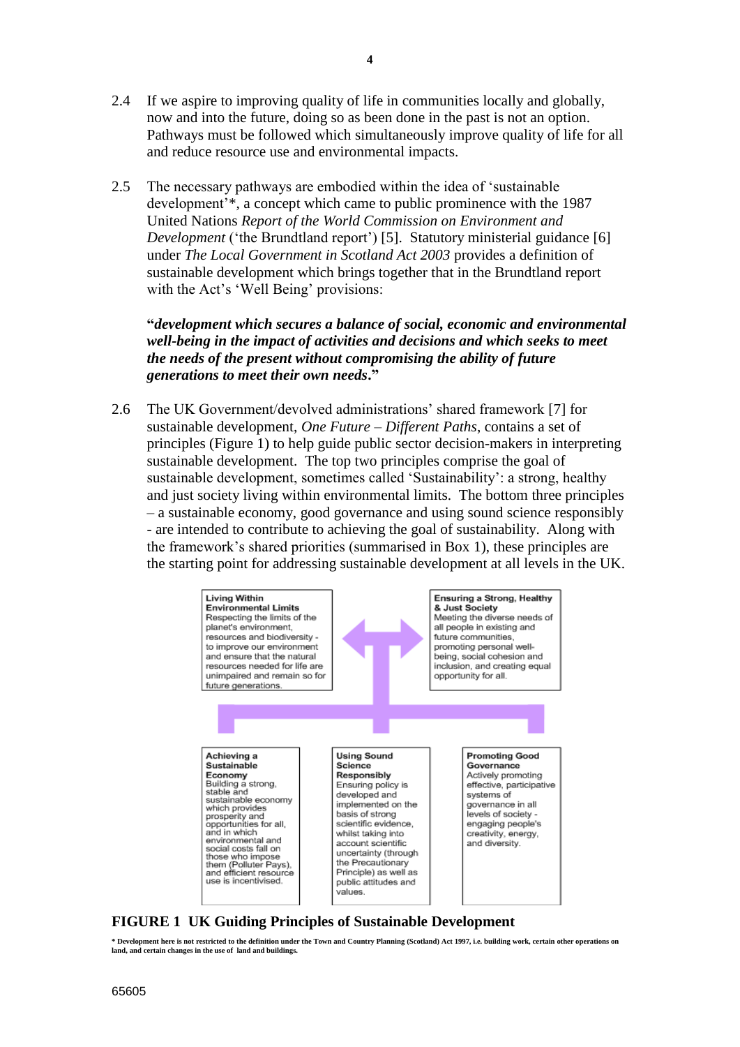2.4 If we aspire to improving quality of life in communities locally and globally, now and into the future, doing so as been done in the past is not an option. Pathways must be followed which simultaneously improve quality of life for all and reduce resource use and environmental impacts.

2.5 The necessary pathways are embodied within the idea of 'sustainable development'*, a concept which came to public prominence with the 1987 United Nations *Report of the World Commission on Environment and Development* ('the Brundtland report') [5]. Statutory ministerial guidance [6] under *The Local Government in Scotland Act 2003* provides a definition of sustainable development which brings together that in the Brundtland report with the Act's 'Well Being' provisions:

> **"*development which secures a balance of social, economic and environmental well-being in the impact of activities and decisions and which seeks to meet the needs of the present without compromising the ability of future generations to meet their own needs*."**

2.6 The UK Government/devolved administrations' shared framework [7] for sustainable development, *One Future – Different Paths*, contains a set of principles (Figure 1) to help guide public sector decision-makers in interpreting sustainable development. The top two principles comprise the goal of sustainable development, sometimes called 'Sustainability': a strong, healthy and just society living within environmental limits. The bottom three principles – a sustainable economy, good governance and using sound science responsibly - are intended to contribute to achieving the goal of sustainability. Along with the framework's shared priorities (summarised in Box 1), these principles are the starting point for addressing sustainable development at all levels in the UK.

**Living Within Environmental Limits**
Respecting the limits of the planet's environment, resources and biodiversity - to improve our environment and ensure that the natural resources needed for life are unimpaired and remain so for future generations.

**Ensuring a Strong, Healthy & Just Society**
Meeting the diverse needs of all people in existing and future communities, promoting personal well-being, social cohesion and inclusion, and creating equal opportunity for all.

**Achieving a Sustainable Economy**
Building a strong, stable and sustainable economy which provides prosperity and opportunities for all, and in which environmental and social costs fall on those who impose them (Polluter Pays), and efficient resource use is incentivised.

**Using Sound Science Responsibly**
Ensuring policy is developed and implemented on the basis of strong scientific evidence, whilst taking into account scientific uncertainty (through the Precautionary Principle) as well as public attitudes and values.

**Promoting Good Governance**
Actively promoting effective, participative systems of governance in all levels of society - engaging people's creativity, energy, and diversity.

**FIGURE 1 UK Guiding Principles of Sustainable Development**

**\* Development here is not restricted to the definition under the Town and Country Planning (Scotland) Act 1997, i.e. building work, certain other operations on land, and certain changes in the use of land and buildings.**

65605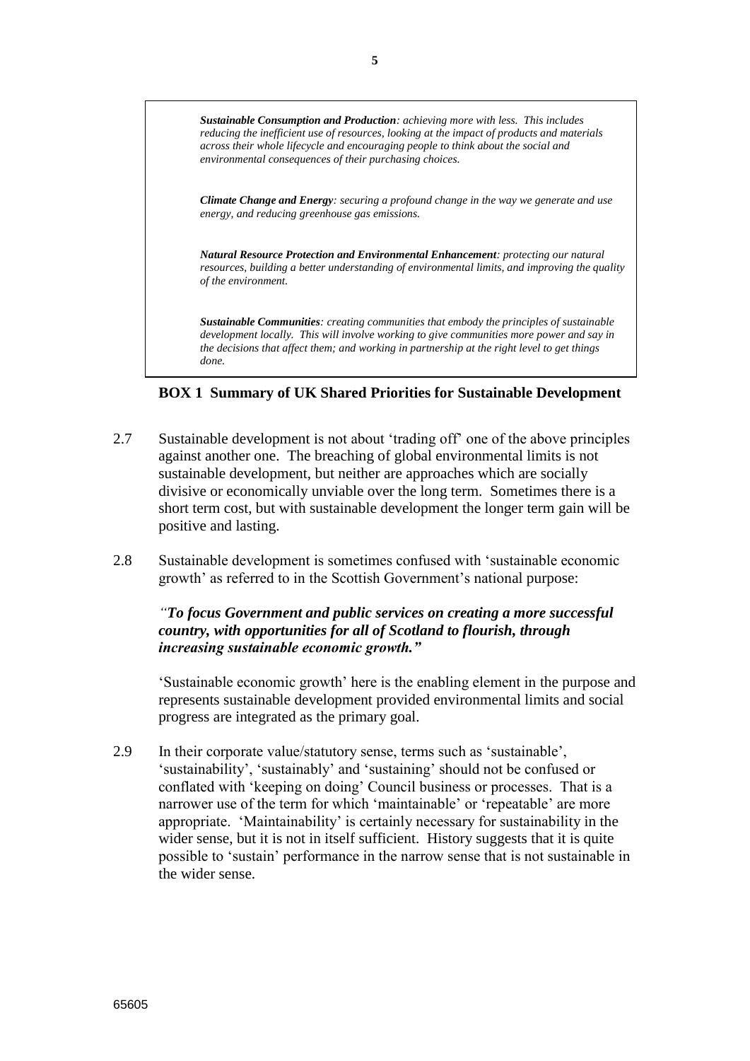***Sustainable Consumption and Production**: achieving more with less. This includes reducing the inefficient use of resources, looking at the impact of products and materials across their whole lifecycle and encouraging people to think about the social and environmental consequences of their purchasing choices.*

***Climate Change and Energy**: securing a profound change in the way we generate and use energy, and reducing greenhouse gas emissions.*

***Natural Resource Protection and Environmental Enhancement**: protecting our natural resources, building a better understanding of environmental limits, and improving the quality of the environment.*

***Sustainable Communities**: creating communities that embody the principles of sustainable development locally. This will involve working to give communities more power and say in the decisions that affect them; and working in partnership at the right level to get things done.*

**BOX 1 Summary of UK Shared Priorities for Sustainable Development**

2.7 Sustainable development is not about 'trading off' one of the above principles against another one. The breaching of global environmental limits is not sustainable development, but neither are approaches which are socially divisive or economically unviable over the long term. Sometimes there is a short term cost, but with sustainable development the longer term gain will be positive and lasting.

2.8 Sustainable development is sometimes confused with 'sustainable economic growth' as referred to in the Scottish Government's national purpose:

*"**To focus Government and public services on creating a more successful country, with opportunities for all of Scotland to flourish, through increasing sustainable economic growth."***

'Sustainable economic growth' here is the enabling element in the purpose and represents sustainable development provided environmental limits and social progress are integrated as the primary goal.

2.9 In their corporate value/statutory sense, terms such as 'sustainable', 'sustainability', 'sustainably' and 'sustaining' should not be confused or conflated with 'keeping on doing' Council business or processes. That is a narrower use of the term for which 'maintainable' or 'repeatable' are more appropriate. 'Maintainability' is certainly necessary for sustainability in the wider sense, but it is not in itself sufficient. History suggests that it is quite possible to 'sustain' performance in the narrow sense that is not sustainable in the wider sense.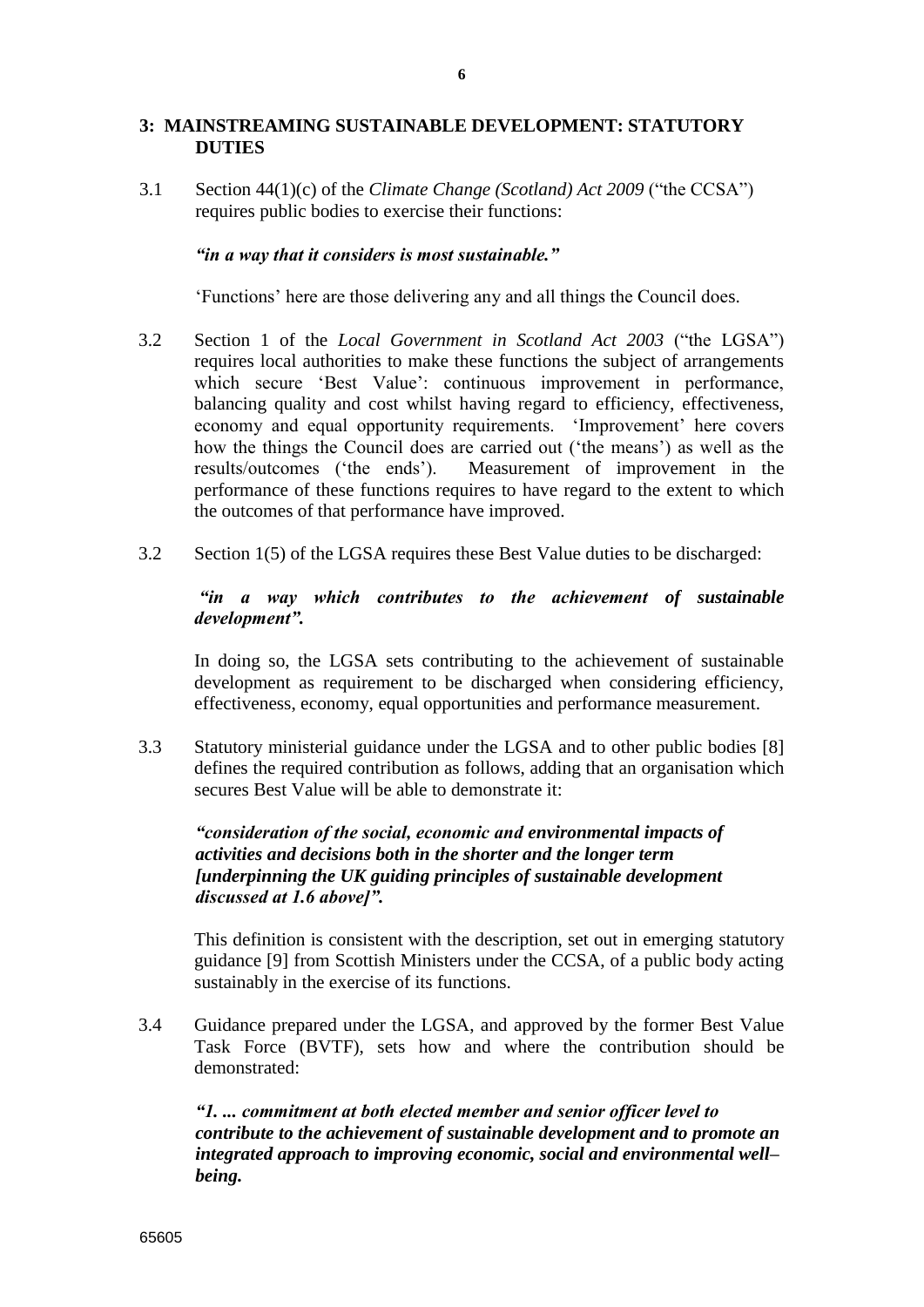## 3: MAINSTREAMING SUSTAINABLE DEVELOPMENT: STATUTORY DUTIES

3.1 Section 44(1)(c) of the *Climate Change (Scotland) Act 2009* ("the CCSA") requires public bodies to exercise their functions:

***"in a way that it considers is most sustainable."***

'Functions' here are those delivering any and all things the Council does.

3.2 Section 1 of the *Local Government in Scotland Act 2003* ("the LGSA") requires local authorities to make these functions the subject of arrangements which secure 'Best Value': continuous improvement in performance, balancing quality and cost whilst having regard to efficiency, effectiveness, economy and equal opportunity requirements. 'Improvement' here covers how the things the Council does are carried out ('the means') as well as the results/outcomes ('the ends'). Measurement of improvement in the performance of these functions requires to have regard to the extent to which the outcomes of that performance have improved.

3.2 Section 1(5) of the LGSA requires these Best Value duties to be discharged:

***"in a way which contributes to the achievement of sustainable development".***

In doing so, the LGSA sets contributing to the achievement of sustainable development as requirement to be discharged when considering efficiency, effectiveness, economy, equal opportunities and performance measurement.

3.3 Statutory ministerial guidance under the LGSA and to other public bodies [8] defines the required contribution as follows, adding that an organisation which secures Best Value will be able to demonstrate it:

***"consideration of the social, economic and environmental impacts of activities and decisions both in the shorter and the longer term [underpinning the UK guiding principles of sustainable development discussed at 1.6 above]".***

This definition is consistent with the description, set out in emerging statutory guidance [9] from Scottish Ministers under the CCSA, of a public body acting sustainably in the exercise of its functions.

3.4 Guidance prepared under the LGSA, and approved by the former Best Value Task Force (BVTF), sets how and where the contribution should be demonstrated:

***"1. ... commitment at both elected member and senior officer level to contribute to the achievement of sustainable development and to promote an integrated approach to improving economic, social and environmental well–being.***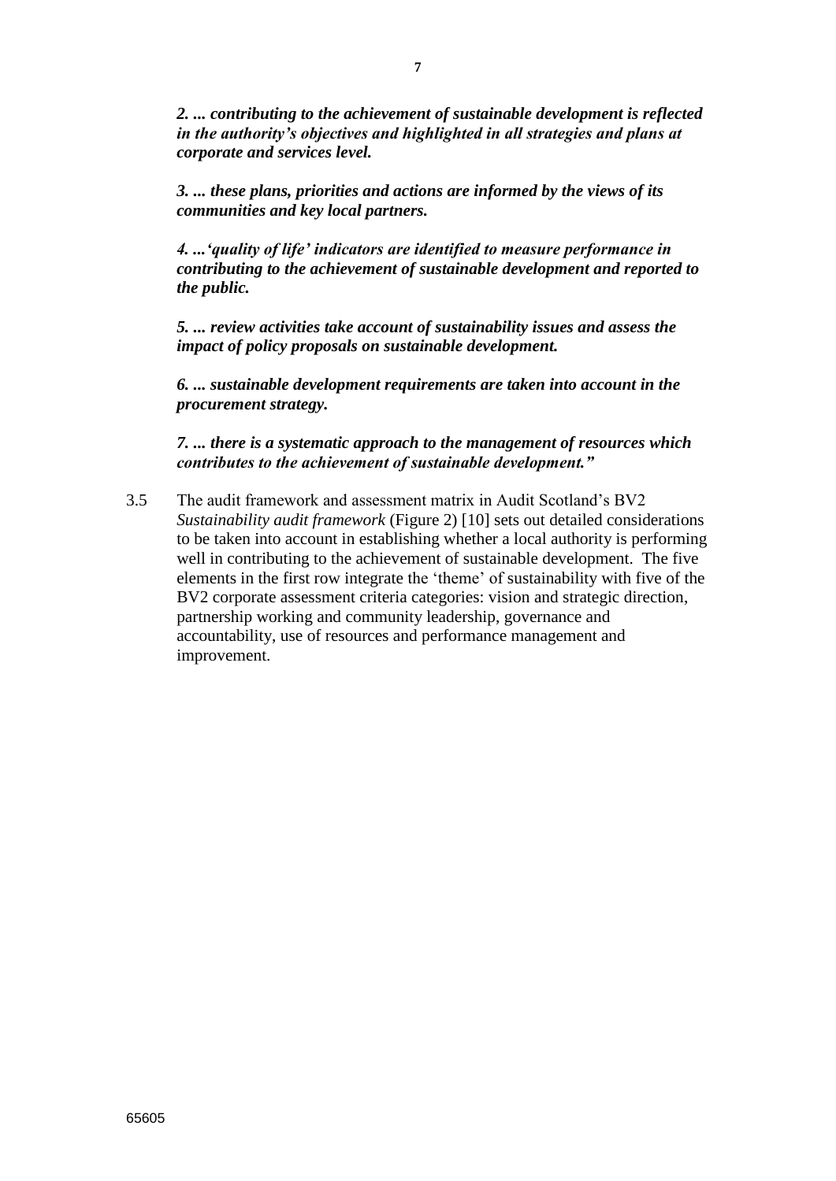***2. ... contributing to the achievement of sustainable development is reflected in the authority's objectives and highlighted in all strategies and plans at corporate and services level.***

***3. ... these plans, priorities and actions are informed by the views of its communities and key local partners.***

***4. ...'quality of life' indicators are identified to measure performance in contributing to the achievement of sustainable development and reported to the public.***

***5. ... review activities take account of sustainability issues and assess the impact of policy proposals on sustainable development.***

***6. ... sustainable development requirements are taken into account in the procurement strategy.***

***7. ... there is a systematic approach to the management of resources which contributes to the achievement of sustainable development."***

3.5 The audit framework and assessment matrix in Audit Scotland's BV2 *Sustainability audit framework* (Figure 2) [10] sets out detailed considerations to be taken into account in establishing whether a local authority is performing well in contributing to the achievement of sustainable development. The five elements in the first row integrate the 'theme' of sustainability with five of the BV2 corporate assessment criteria categories: vision and strategic direction, partnership working and community leadership, governance and accountability, use of resources and performance management and improvement.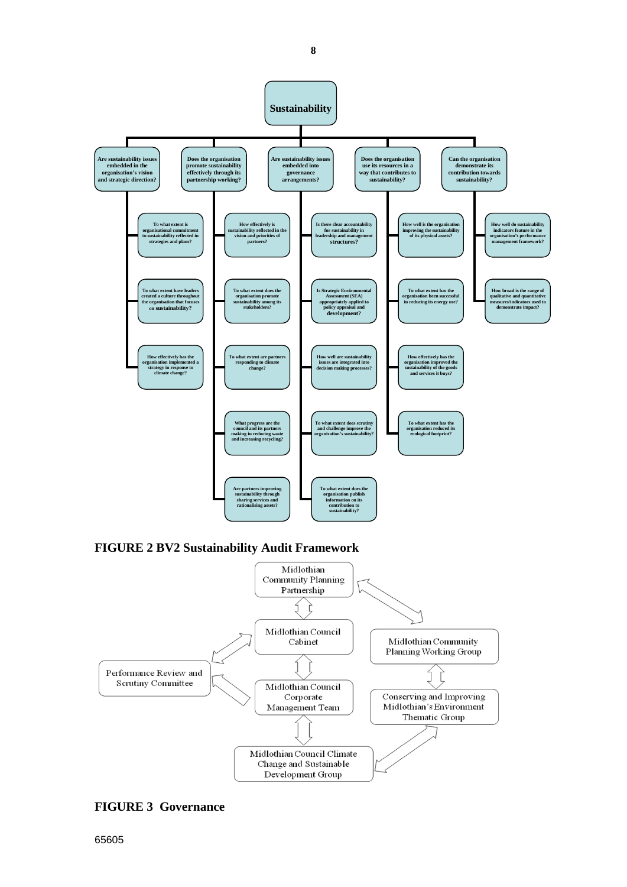# Sustainability

- **Are sustainability issues embedded in the organisation's vision and strategic direction?**
  - To what extent is organisational commitment to sustainability reflected in strategies and plans?
  - To what extent have leaders created a culture throughout the organisation that focuses on sustainability?
  - How effectively has the organisation implemented a strategy in response to climate change?
- **Does the organisation promote sustainability effectively through its partnership working?**
  - How effectively is sustainability reflected in the vision and priorities of partners?
  - To what extent does the organisation promote sustainability among its stakeholders?
  - To what extent are partners responding to climate change?
  - What progress are the council and its partners making in reducing waste and increasing recycling?
  - Are partners improving sustainability through sharing services and rationalising assets?
- **Are sustainability issues embedded into governance arrangements?**
  - Is there clear accountability for sustainability in leadership and management structures?
  - Is Strategic Environmental Assessment (SEA) appropriately applied to policy appraisal and development?
  - How well are sustainability issues are integrated into decision making processes?
  - To what extent does scrutiny and challenge improve the organisation's sustainability?
  - To what extent does the organisation publish information on its contribution to sustainability?
- **Does the organisation use its resources in a way that contributes to sustainability?**
  - How well is the organisation improving the sustainability of its physical assets?
  - To what extent has the organisation been successful in reducing its energy use?
  - How effectively has the organisation improved the sustainability of the goods and services it buys?
  - To what extent has the organisation reduced its ecological footprint?
- **Can the organisation demonstrate its contribution towards sustainability?**
  - How well do sustainability indicators feature in the organisation's performance management framework?
  - How broad is the range of qualitative and quantitative measures/indicators used to demonstrate impact?

**FIGURE 2 BV2 Sustainability Audit Framework**

- Midlothian Community Planning Partnership
- Midlothian Council Cabinet
- Midlothian Council Corporate Management Team
- Midlothian Council Climate Change and Sustainable Development Group
- Performance Review and Scrutiny Committee
- Midlothian Community Planning Working Group
- Conserving and Improving Midlothian's Environment Thematic Group

**FIGURE 3 Governance**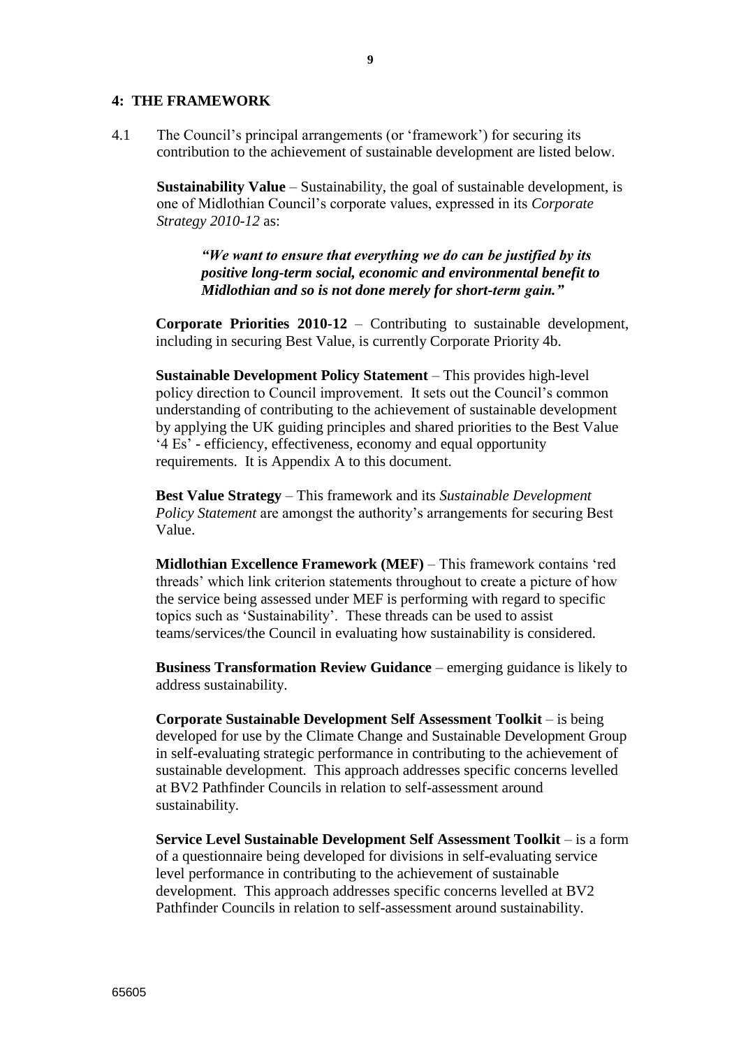## 4: THE FRAMEWORK

4.1 The Council's principal arrangements (or 'framework') for securing its contribution to the achievement of sustainable development are listed below.

**Sustainability Value** – Sustainability, the goal of sustainable development, is one of Midlothian Council's corporate values, expressed in its *Corporate Strategy 2010-12* as:

> ***"We want to ensure that everything we do can be justified by its positive long-term social, economic and environmental benefit to Midlothian and so is not done merely for short-term gain."***

**Corporate Priorities 2010-12** – Contributing to sustainable development, including in securing Best Value, is currently Corporate Priority 4b.

**Sustainable Development Policy Statement** – This provides high-level policy direction to Council improvement. It sets out the Council's common understanding of contributing to the achievement of sustainable development by applying the UK guiding principles and shared priorities to the Best Value '4 Es' - efficiency, effectiveness, economy and equal opportunity requirements. It is Appendix A to this document.

**Best Value Strategy** – This framework and its *Sustainable Development Policy Statement* are amongst the authority's arrangements for securing Best Value.

**Midlothian Excellence Framework (MEF)** – This framework contains 'red threads' which link criterion statements throughout to create a picture of how the service being assessed under MEF is performing with regard to specific topics such as 'Sustainability'. These threads can be used to assist teams/services/the Council in evaluating how sustainability is considered.

**Business Transformation Review Guidance** – emerging guidance is likely to address sustainability.

**Corporate Sustainable Development Self Assessment Toolkit** – is being developed for use by the Climate Change and Sustainable Development Group in self-evaluating strategic performance in contributing to the achievement of sustainable development. This approach addresses specific concerns levelled at BV2 Pathfinder Councils in relation to self-assessment around sustainability.

**Service Level Sustainable Development Self Assessment Toolkit** – is a form of a questionnaire being developed for divisions in self-evaluating service level performance in contributing to the achievement of sustainable development. This approach addresses specific concerns levelled at BV2 Pathfinder Councils in relation to self-assessment around sustainability.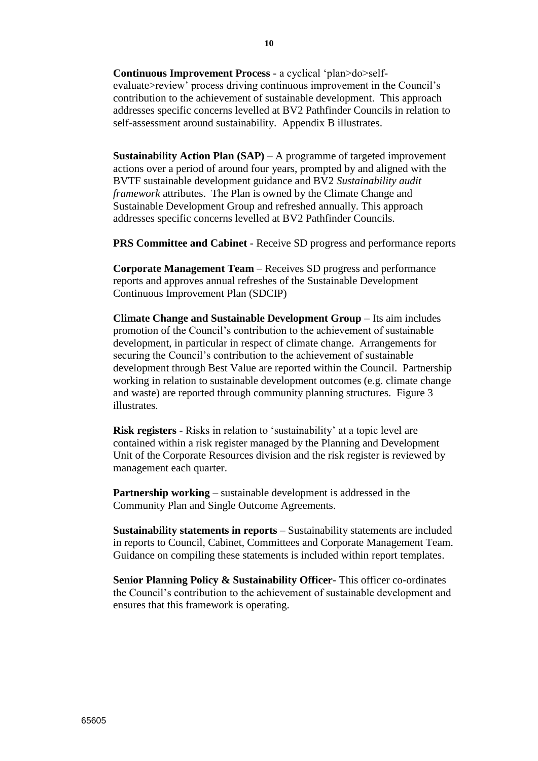**Continuous Improvement Process** - a cyclical 'plan>do>self-evaluate>review' process driving continuous improvement in the Council's contribution to the achievement of sustainable development. This approach addresses specific concerns levelled at BV2 Pathfinder Councils in relation to self-assessment around sustainability. Appendix B illustrates.

**Sustainability Action Plan (SAP)** – A programme of targeted improvement actions over a period of around four years, prompted by and aligned with the BVTF sustainable development guidance and BV2 *Sustainability audit framework* attributes. The Plan is owned by the Climate Change and Sustainable Development Group and refreshed annually. This approach addresses specific concerns levelled at BV2 Pathfinder Councils.

**PRS Committee and Cabinet** - Receive SD progress and performance reports

**Corporate Management Team** – Receives SD progress and performance reports and approves annual refreshes of the Sustainable Development Continuous Improvement Plan (SDCIP)

**Climate Change and Sustainable Development Group** – Its aim includes promotion of the Council's contribution to the achievement of sustainable development, in particular in respect of climate change. Arrangements for securing the Council's contribution to the achievement of sustainable development through Best Value are reported within the Council. Partnership working in relation to sustainable development outcomes (e.g. climate change and waste) are reported through community planning structures. Figure 3 illustrates.

**Risk registers** - Risks in relation to 'sustainability' at a topic level are contained within a risk register managed by the Planning and Development Unit of the Corporate Resources division and the risk register is reviewed by management each quarter.

**Partnership working** – sustainable development is addressed in the Community Plan and Single Outcome Agreements.

**Sustainability statements in reports** – Sustainability statements are included in reports to Council, Cabinet, Committees and Corporate Management Team. Guidance on compiling these statements is included within report templates.

**Senior Planning Policy & Sustainability Officer**- This officer co-ordinates the Council's contribution to the achievement of sustainable development and ensures that this framework is operating.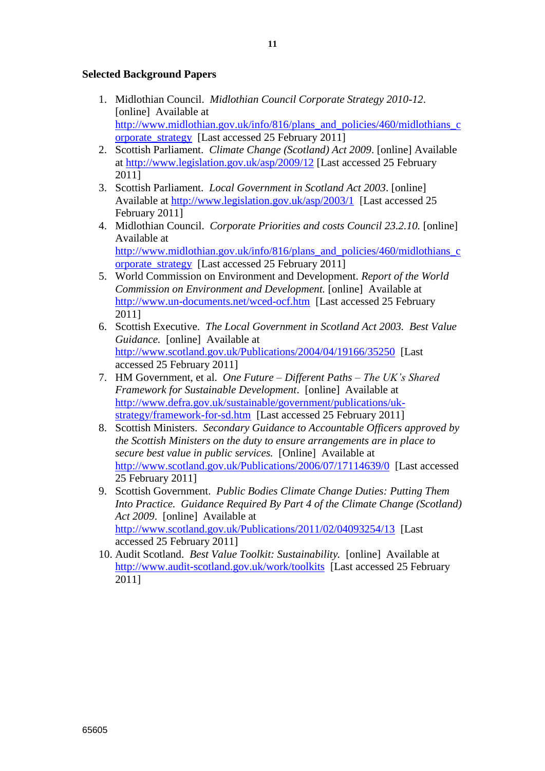**Selected Background Papers**

1. Midlothian Council. *Midlothian Council Corporate Strategy 2010-12*. [online] Available at http://www.midlothian.gov.uk/info/816/plans_and_policies/460/midlothians_corporate_strategy [Last accessed 25 February 2011]
2. Scottish Parliament. *Climate Change (Scotland) Act 2009*. [online] Available at http://www.legislation.gov.uk/asp/2009/12 [Last accessed 25 February 2011]
3. Scottish Parliament. *Local Government in Scotland Act 2003*. [online] Available at http://www.legislation.gov.uk/asp/2003/1 [Last accessed 25 February 2011]
4. Midlothian Council. *Corporate Priorities and costs Council 23.2.10.* [online] Available at http://www.midlothian.gov.uk/info/816/plans_and_policies/460/midlothians_corporate_strategy [Last accessed 25 February 2011]
5. World Commission on Environment and Development. *Report of the World Commission on Environment and Development.* [online] Available at http://www.un-documents.net/wced-ocf.htm [Last accessed 25 February 2011]
6. Scottish Executive. *The Local Government in Scotland Act 2003. Best Value Guidance.* [online] Available at http://www.scotland.gov.uk/Publications/2004/04/19166/35250 [Last accessed 25 February 2011]
7. HM Government, et al. *One Future – Different Paths – The UK's Shared Framework for Sustainable Development*. [online] Available at http://www.defra.gov.uk/sustainable/government/publications/uk-strategy/framework-for-sd.htm [Last accessed 25 February 2011]
8. Scottish Ministers. *Secondary Guidance to Accountable Officers approved by the Scottish Ministers on the duty to ensure arrangements are in place to secure best value in public services.* [Online] Available at http://www.scotland.gov.uk/Publications/2006/07/17114639/0 [Last accessed 25 February 2011]
9. Scottish Government. *Public Bodies Climate Change Duties: Putting Them Into Practice. Guidance Required By Part 4 of the Climate Change (Scotland) Act 2009*. [online] Available at http://www.scotland.gov.uk/Publications/2011/02/04093254/13 [Last accessed 25 February 2011]
10. Audit Scotland. *Best Value Toolkit: Sustainability.* [online] Available at http://www.audit-scotland.gov.uk/work/toolkits [Last accessed 25 February 2011]

65605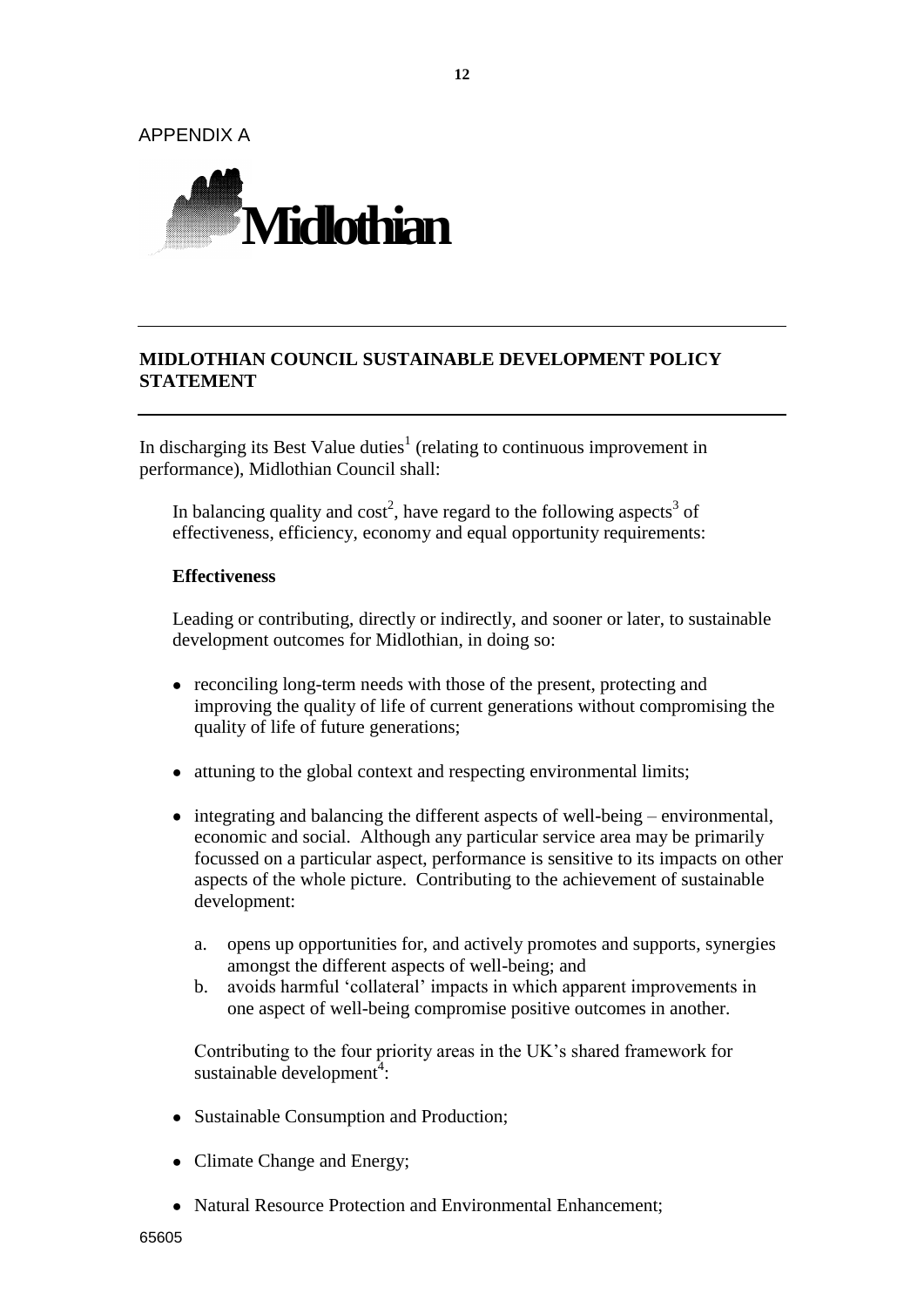APPENDIX A

**Midlothian**

---

## MIDLOTHIAN COUNCIL SUSTAINABLE DEVELOPMENT POLICY STATEMENT

---

In discharging its Best Value duties[1] (relating to continuous improvement in performance), Midlothian Council shall:

In balancing quality and cost[2], have regard to the following aspects[3] of effectiveness, efficiency, economy and equal opportunity requirements:

**Effectiveness**

Leading or contributing, directly or indirectly, and sooner or later, to sustainable development outcomes for Midlothian, in doing so:

- reconciling long-term needs with those of the present, protecting and improving the quality of life of current generations without compromising the quality of life of future generations;
- attuning to the global context and respecting environmental limits;
- integrating and balancing the different aspects of well-being – environmental, economic and social. Although any particular service area may be primarily focussed on a particular aspect, performance is sensitive to its impacts on other aspects of the whole picture. Contributing to the achievement of sustainable development:
  a. opens up opportunities for, and actively promotes and supports, synergies amongst the different aspects of well-being; and
  b. avoids harmful 'collateral' impacts in which apparent improvements in one aspect of well-being compromise positive outcomes in another.

Contributing to the four priority areas in the UK's shared framework for sustainable development[4]:

- Sustainable Consumption and Production;
- Climate Change and Energy;
- Natural Resource Protection and Environmental Enhancement;

65605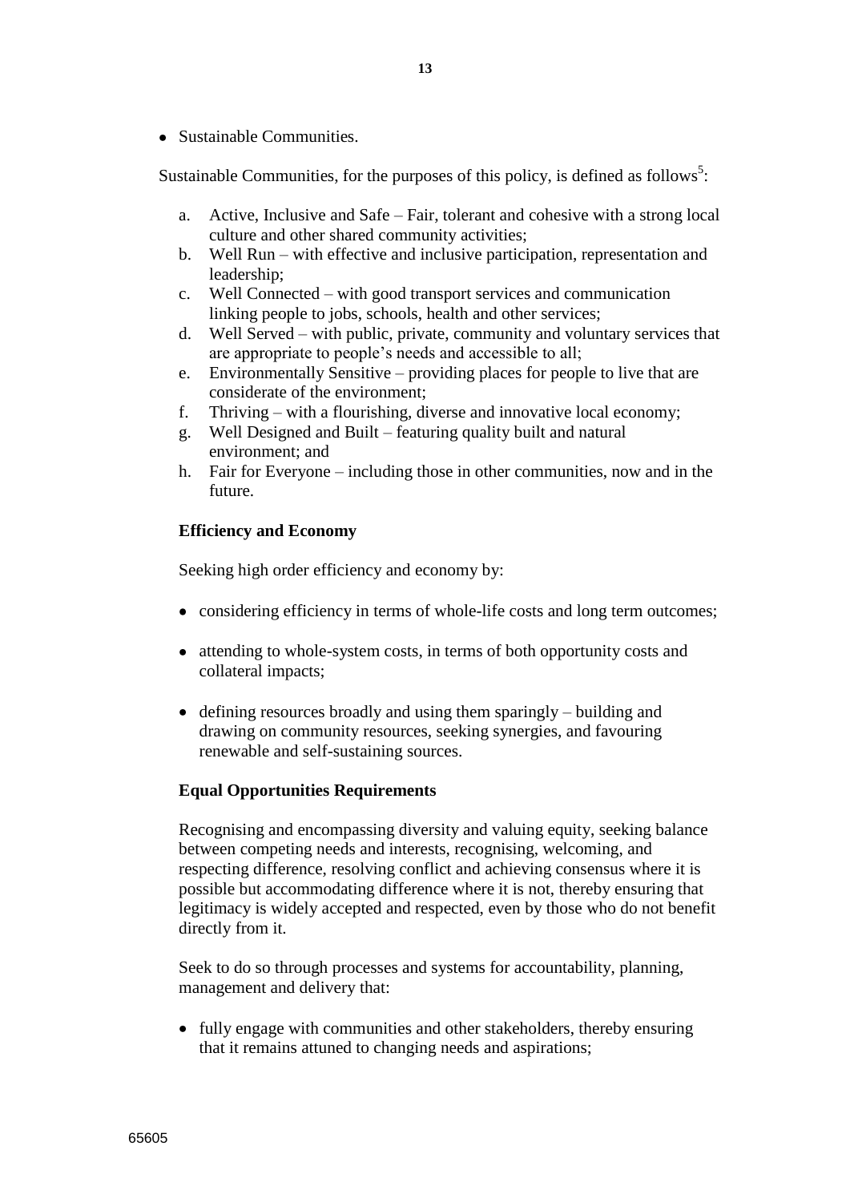- Sustainable Communities.

Sustainable Communities, for the purposes of this policy, is defined as follows[5]:

a. Active, Inclusive and Safe – Fair, tolerant and cohesive with a strong local culture and other shared community activities;
b. Well Run – with effective and inclusive participation, representation and leadership;
c. Well Connected – with good transport services and communication linking people to jobs, schools, health and other services;
d. Well Served – with public, private, community and voluntary services that are appropriate to people's needs and accessible to all;
e. Environmentally Sensitive – providing places for people to live that are considerate of the environment;
f. Thriving – with a flourishing, diverse and innovative local economy;
g. Well Designed and Built – featuring quality built and natural environment; and
h. Fair for Everyone – including those in other communities, now and in the future.

**Efficiency and Economy**

Seeking high order efficiency and economy by:

- considering efficiency in terms of whole-life costs and long term outcomes;
- attending to whole-system costs, in terms of both opportunity costs and collateral impacts;
- defining resources broadly and using them sparingly – building and drawing on community resources, seeking synergies, and favouring renewable and self-sustaining sources.

**Equal Opportunities Requirements**

Recognising and encompassing diversity and valuing equity, seeking balance between competing needs and interests, recognising, welcoming, and respecting difference, resolving conflict and achieving consensus where it is possible but accommodating difference where it is not, thereby ensuring that legitimacy is widely accepted and respected, even by those who do not benefit directly from it.

Seek to do so through processes and systems for accountability, planning, management and delivery that:

- fully engage with communities and other stakeholders, thereby ensuring that it remains attuned to changing needs and aspirations;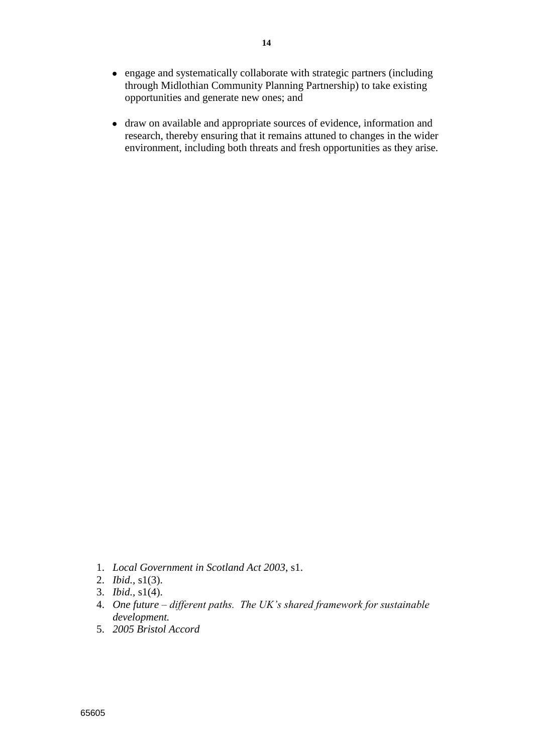- engage and systematically collaborate with strategic partners (including through Midlothian Community Planning Partnership) to take existing opportunities and generate new ones; and

- draw on available and appropriate sources of evidence, information and research, thereby ensuring that it remains attuned to changes in the wider environment, including both threats and fresh opportunities as they arise.

1. *Local Government in Scotland Act 2003*, s1.
2. *Ibid.*, s1(3).
3. *Ibid.*, s1(4).
4. *One future – different paths. The UK's shared framework for sustainable development.*
5. *2005 Bristol Accord*

65605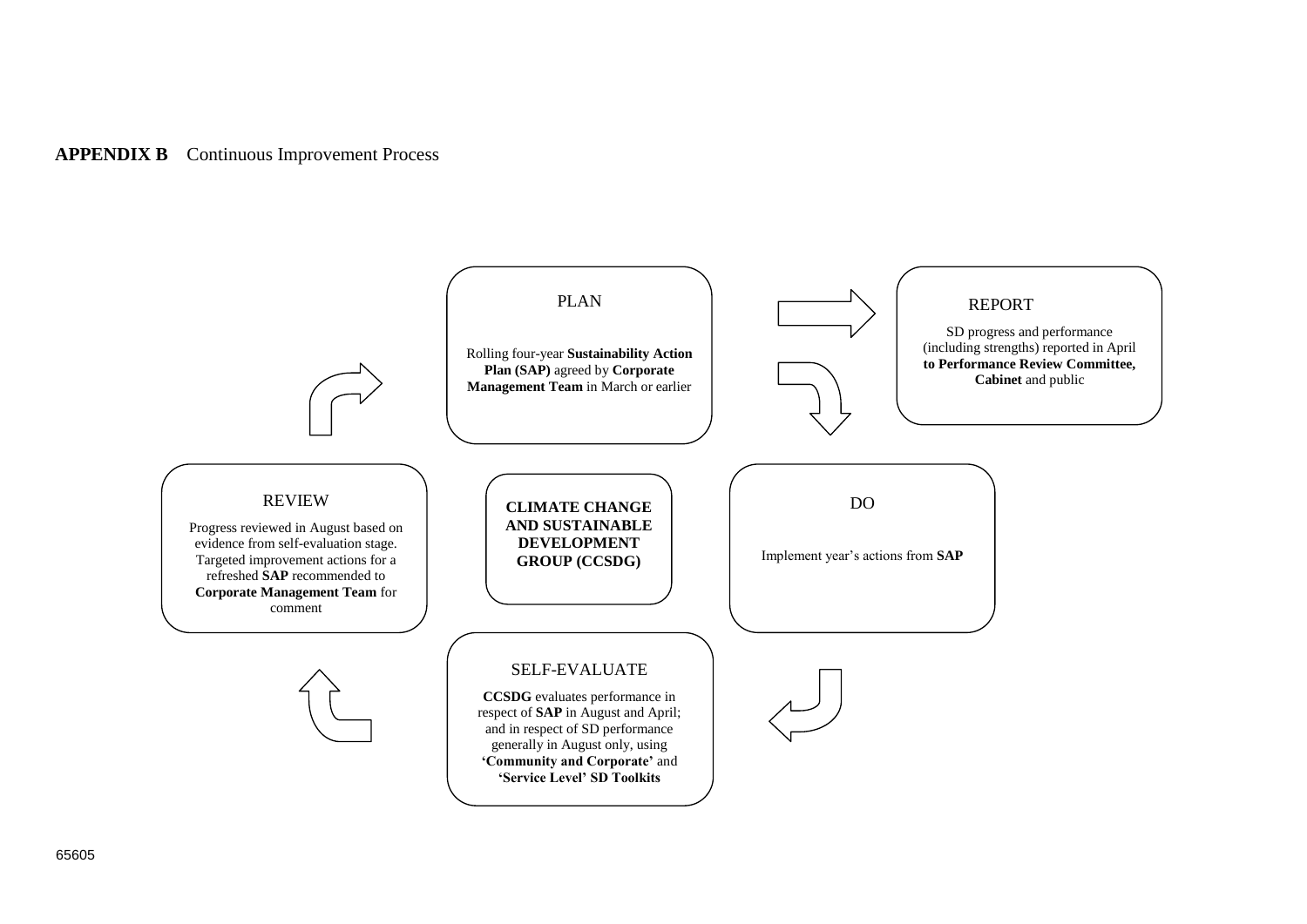**APPENDIX B** Continuous Improvement Process

PLAN

Rolling four-year **Sustainability Action Plan (SAP)** agreed by **Corporate Management Team** in March or earlier

REPORT

SD progress and performance (including strengths) reported in April **to Performance Review Committee, Cabinet** and public

DO

Implement year's actions from **SAP**

SELF-EVALUATE

**CCSDG** evaluates performance in respect of **SAP** in August and April; and in respect of SD performance generally in August only, using **'Community and Corporate'** and **'Service Level' SD Toolkits**

REVIEW

Progress reviewed in August based on evidence from self-evaluation stage. Targeted improvement actions for a refreshed **SAP** recommended to **Corporate Management Team** for comment

**CLIMATE CHANGE AND SUSTAINABLE DEVELOPMENT GROUP (CCSDG)**

65605